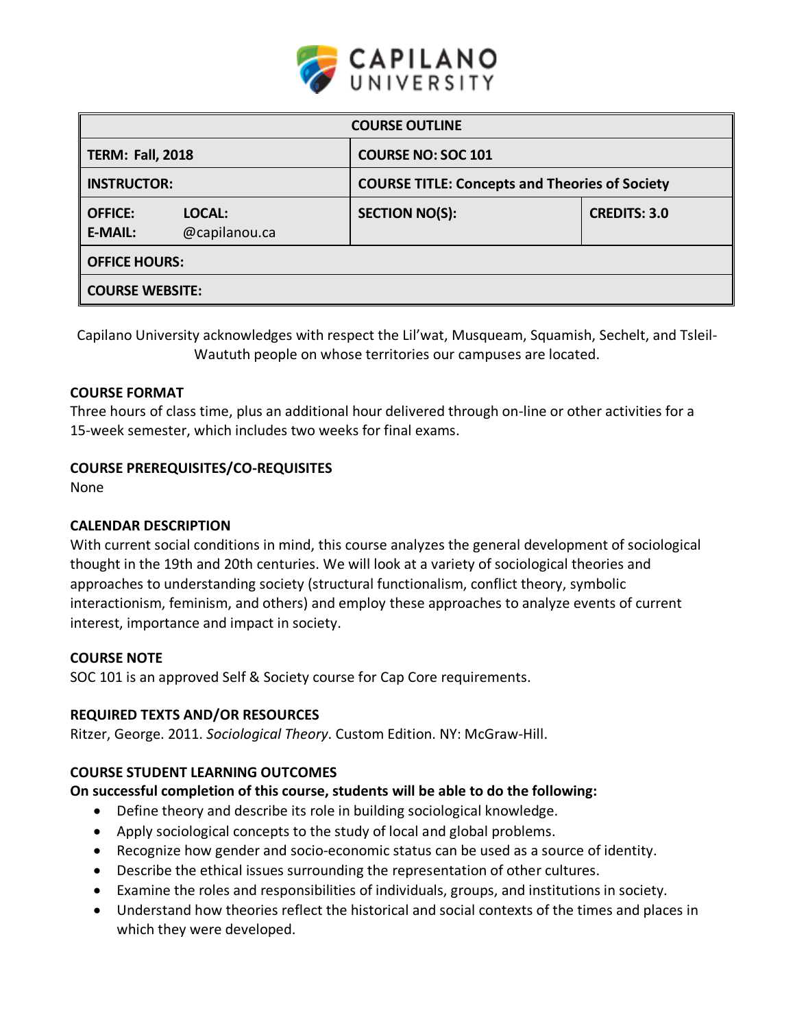| COURSE OUTLINE | | |
|---|---|---|
| **TERM: Fall, 2018** | **COURSE NO: SOC 101** | |
| **INSTRUCTOR:** | **COURSE TITLE: Concepts and Theories of Society** | |
| **OFFICE:** **LOCAL:** <br> **E-MAIL:** @capilanou.ca | **SECTION NO(S):** | **CREDITS: 3.0** |
| **OFFICE HOURS:** | | |
| **COURSE WEBSITE:** | | |

Capilano University acknowledges with respect the Lil'wat, Musqueam, Squamish, Sechelt, and Tsleil-Waututh people on whose territories our campuses are located.

### COURSE FORMAT

Three hours of class time, plus an additional hour delivered through on-line or other activities for a 15-week semester, which includes two weeks for final exams.

### COURSE PREREQUISITES/CO-REQUISITES

None

### CALENDAR DESCRIPTION

With current social conditions in mind, this course analyzes the general development of sociological thought in the 19th and 20th centuries. We will look at a variety of sociological theories and approaches to understanding society (structural functionalism, conflict theory, symbolic interactionism, feminism, and others) and employ these approaches to analyze events of current interest, importance and impact in society.

### COURSE NOTE

SOC 101 is an approved Self & Society course for Cap Core requirements.

### REQUIRED TEXTS AND/OR RESOURCES

Ritzer, George. 2011. *Sociological Theory*. Custom Edition. NY: McGraw-Hill.

### COURSE STUDENT LEARNING OUTCOMES

**On successful completion of this course, students will be able to do the following:**

- Define theory and describe its role in building sociological knowledge.
- Apply sociological concepts to the study of local and global problems.
- Recognize how gender and socio-economic status can be used as a source of identity.
- Describe the ethical issues surrounding the representation of other cultures.
- Examine the roles and responsibilities of individuals, groups, and institutions in society.
- Understand how theories reflect the historical and social contexts of the times and places in which they were developed.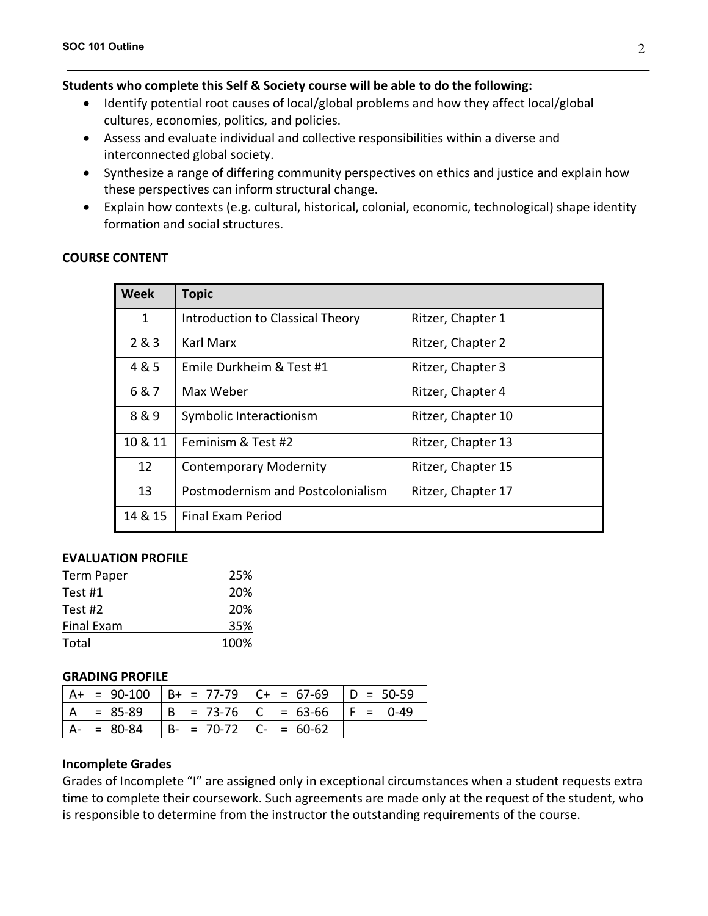**Students who complete this Self & Society course will be able to do the following:**

- Identify potential root causes of local/global problems and how they affect local/global cultures, economies, politics, and policies.
- Assess and evaluate individual and collective responsibilities within a diverse and interconnected global society.
- Synthesize a range of differing community perspectives on ethics and justice and explain how these perspectives can inform structural change.
- Explain how contexts (e.g. cultural, historical, colonial, economic, technological) shape identity formation and social structures.

## COURSE CONTENT

| Week | Topic | |
|---|---|---|
| 1 | Introduction to Classical Theory | Ritzer, Chapter 1 |
| 2 & 3 | Karl Marx | Ritzer, Chapter 2 |
| 4 & 5 | Emile Durkheim & Test #1 | Ritzer, Chapter 3 |
| 6 & 7 | Max Weber | Ritzer, Chapter 4 |
| 8 & 9 | Symbolic Interactionism | Ritzer, Chapter 10 |
| 10 & 11 | Feminism & Test #2 | Ritzer, Chapter 13 |
| 12 | Contemporary Modernity | Ritzer, Chapter 15 |
| 13 | Postmodernism and Postcolonialism | Ritzer, Chapter 17 |
| 14 & 15 | Final Exam Period | |

### EVALUATION PROFILE

| | |
|---|---|
| Term Paper | 25% |
| Test #1 | 20% |
| Test #2 | 20% |
| Final Exam | 35% |
| Total | 100% |

### GRADING PROFILE

| | | | |
|---|---|---|---|
| A+ = 90-100 | B+ = 77-79 | C+ = 67-69 | D = 50-59 |
| A = 85-89 | B = 73-76 | C = 63-66 | F = 0-49 |
| A- = 80-84 | B- = 70-72 | C- = 60-62 | |

### Incomplete Grades

Grades of Incomplete "I" are assigned only in exceptional circumstances when a student requests extra time to complete their coursework. Such agreements are made only at the request of the student, who is responsible to determine from the instructor the outstanding requirements of the course.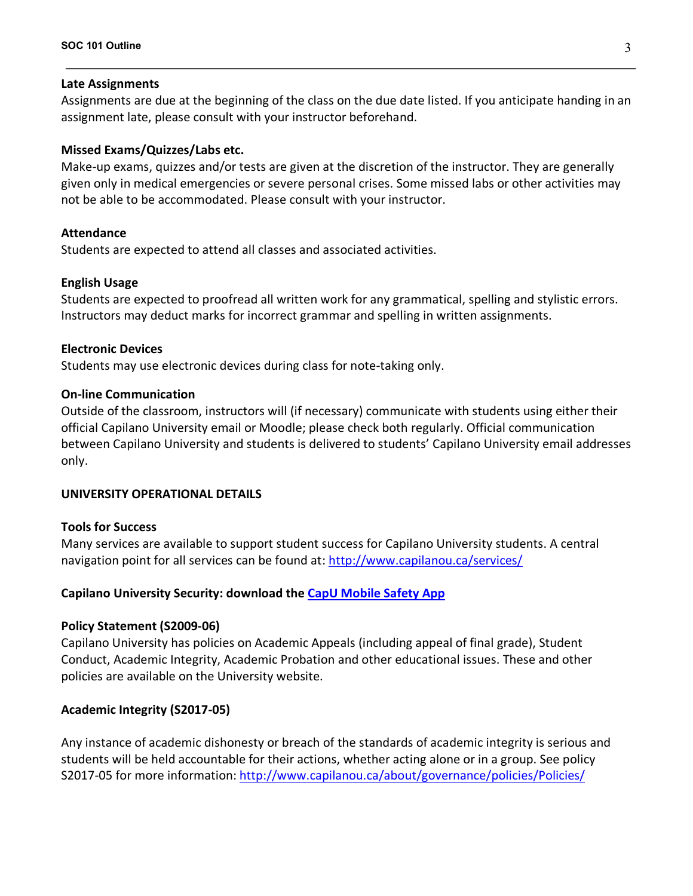**Late Assignments**

Assignments are due at the beginning of the class on the due date listed. If you anticipate handing in an assignment late, please consult with your instructor beforehand.

**Missed Exams/Quizzes/Labs etc.**

Make-up exams, quizzes and/or tests are given at the discretion of the instructor. They are generally given only in medical emergencies or severe personal crises. Some missed labs or other activities may not be able to be accommodated. Please consult with your instructor.

**Attendance**

Students are expected to attend all classes and associated activities.

**English Usage**

Students are expected to proofread all written work for any grammatical, spelling and stylistic errors. Instructors may deduct marks for incorrect grammar and spelling in written assignments.

**Electronic Devices**

Students may use electronic devices during class for note-taking only.

**On-line Communication**

Outside of the classroom, instructors will (if necessary) communicate with students using either their official Capilano University email or Moodle; please check both regularly. Official communication between Capilano University and students is delivered to students' Capilano University email addresses only.

## UNIVERSITY OPERATIONAL DETAILS

**Tools for Success**

Many services are available to support student success for Capilano University students. A central navigation point for all services can be found at: http://www.capilanou.ca/services/

**Capilano University Security: download the CapU Mobile Safety App**

**Policy Statement (S2009-06)**

Capilano University has policies on Academic Appeals (including appeal of final grade), Student Conduct, Academic Integrity, Academic Probation and other educational issues. These and other policies are available on the University website.

**Academic Integrity (S2017-05)**

Any instance of academic dishonesty or breach of the standards of academic integrity is serious and students will be held accountable for their actions, whether acting alone or in a group. See policy S2017-05 for more information: http://www.capilanou.ca/about/governance/policies/Policies/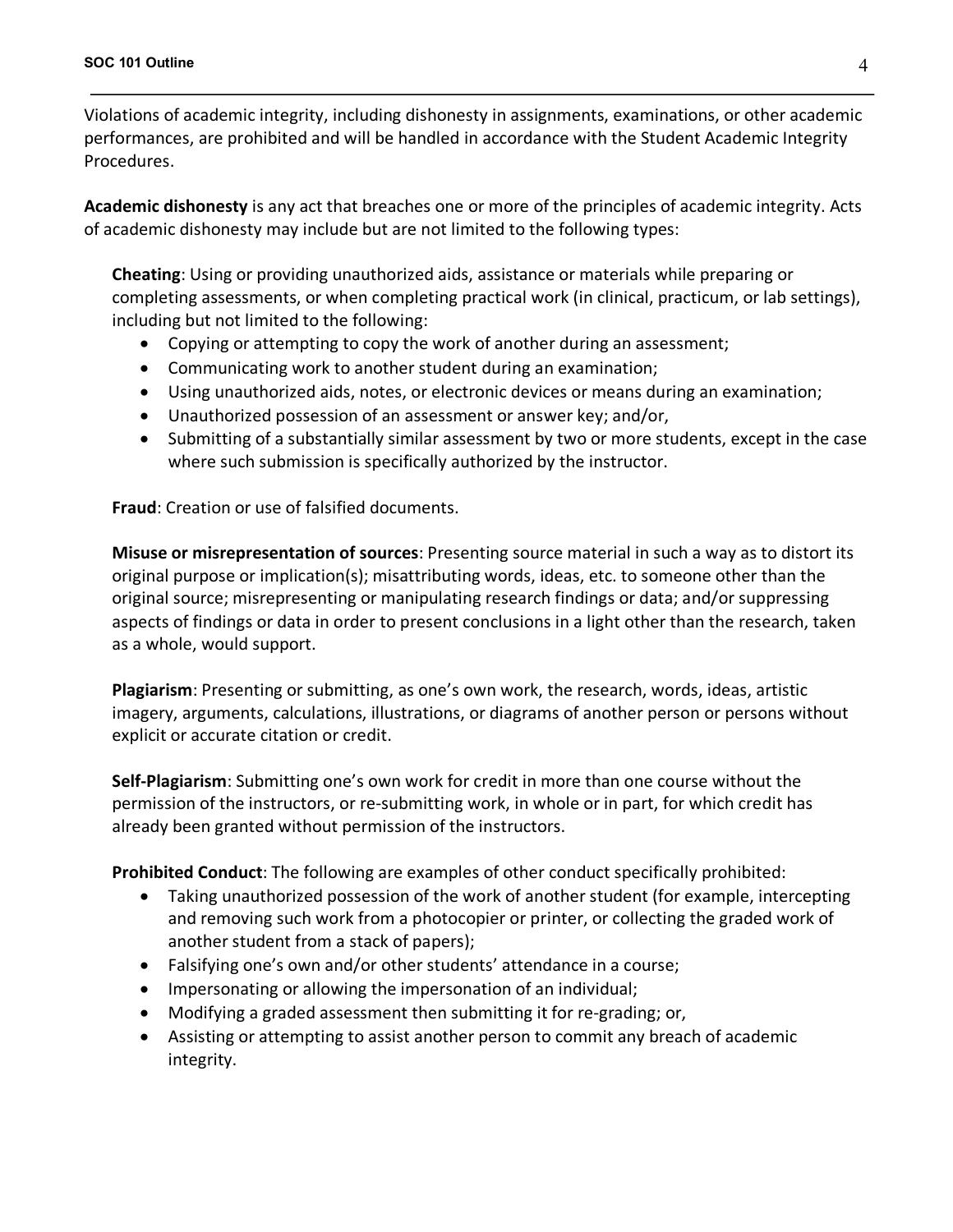Violations of academic integrity, including dishonesty in assignments, examinations, or other academic performances, are prohibited and will be handled in accordance with the Student Academic Integrity Procedures.

**Academic dishonesty** is any act that breaches one or more of the principles of academic integrity. Acts of academic dishonesty may include but are not limited to the following types:

**Cheating**: Using or providing unauthorized aids, assistance or materials while preparing or completing assessments, or when completing practical work (in clinical, practicum, or lab settings), including but not limited to the following:

- Copying or attempting to copy the work of another during an assessment;
- Communicating work to another student during an examination;
- Using unauthorized aids, notes, or electronic devices or means during an examination;
- Unauthorized possession of an assessment or answer key; and/or,
- Submitting of a substantially similar assessment by two or more students, except in the case where such submission is specifically authorized by the instructor.

**Fraud**: Creation or use of falsified documents.

**Misuse or misrepresentation of sources**: Presenting source material in such a way as to distort its original purpose or implication(s); misattributing words, ideas, etc. to someone other than the original source; misrepresenting or manipulating research findings or data; and/or suppressing aspects of findings or data in order to present conclusions in a light other than the research, taken as a whole, would support.

**Plagiarism**: Presenting or submitting, as one's own work, the research, words, ideas, artistic imagery, arguments, calculations, illustrations, or diagrams of another person or persons without explicit or accurate citation or credit.

**Self-Plagiarism**: Submitting one's own work for credit in more than one course without the permission of the instructors, or re-submitting work, in whole or in part, for which credit has already been granted without permission of the instructors.

**Prohibited Conduct**: The following are examples of other conduct specifically prohibited:

- Taking unauthorized possession of the work of another student (for example, intercepting and removing such work from a photocopier or printer, or collecting the graded work of another student from a stack of papers);
- Falsifying one's own and/or other students' attendance in a course;
- Impersonating or allowing the impersonation of an individual;
- Modifying a graded assessment then submitting it for re-grading; or,
- Assisting or attempting to assist another person to commit any breach of academic integrity.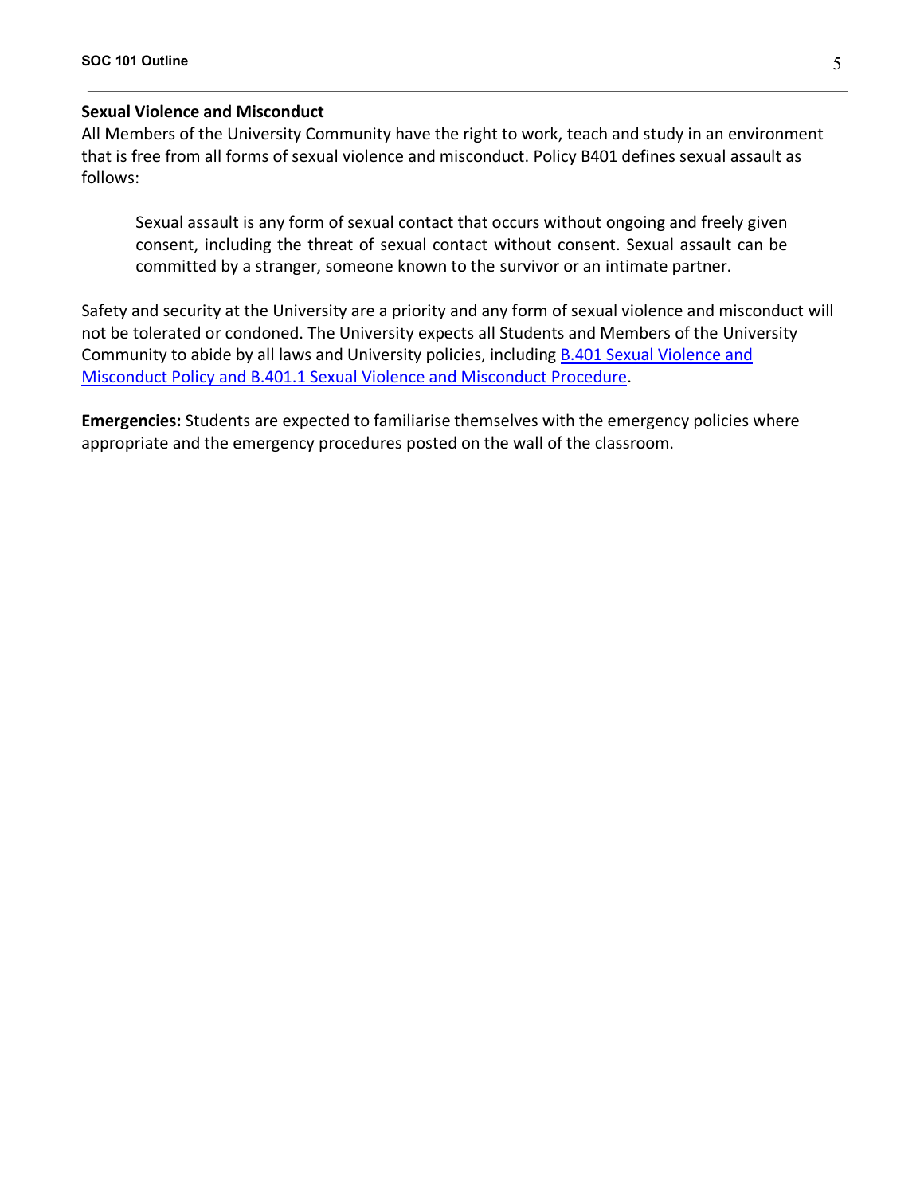**Sexual Violence and Misconduct**

All Members of the University Community have the right to work, teach and study in an environment that is free from all forms of sexual violence and misconduct. Policy B401 defines sexual assault as follows:

> Sexual assault is any form of sexual contact that occurs without ongoing and freely given consent, including the threat of sexual contact without consent. Sexual assault can be committed by a stranger, someone known to the survivor or an intimate partner.

Safety and security at the University are a priority and any form of sexual violence and misconduct will not be tolerated or condoned. The University expects all Students and Members of the University Community to abide by all laws and University policies, including B.401 Sexual Violence and Misconduct Policy and B.401.1 Sexual Violence and Misconduct Procedure.

**Emergencies:** Students are expected to familiarise themselves with the emergency policies where appropriate and the emergency procedures posted on the wall of the classroom.